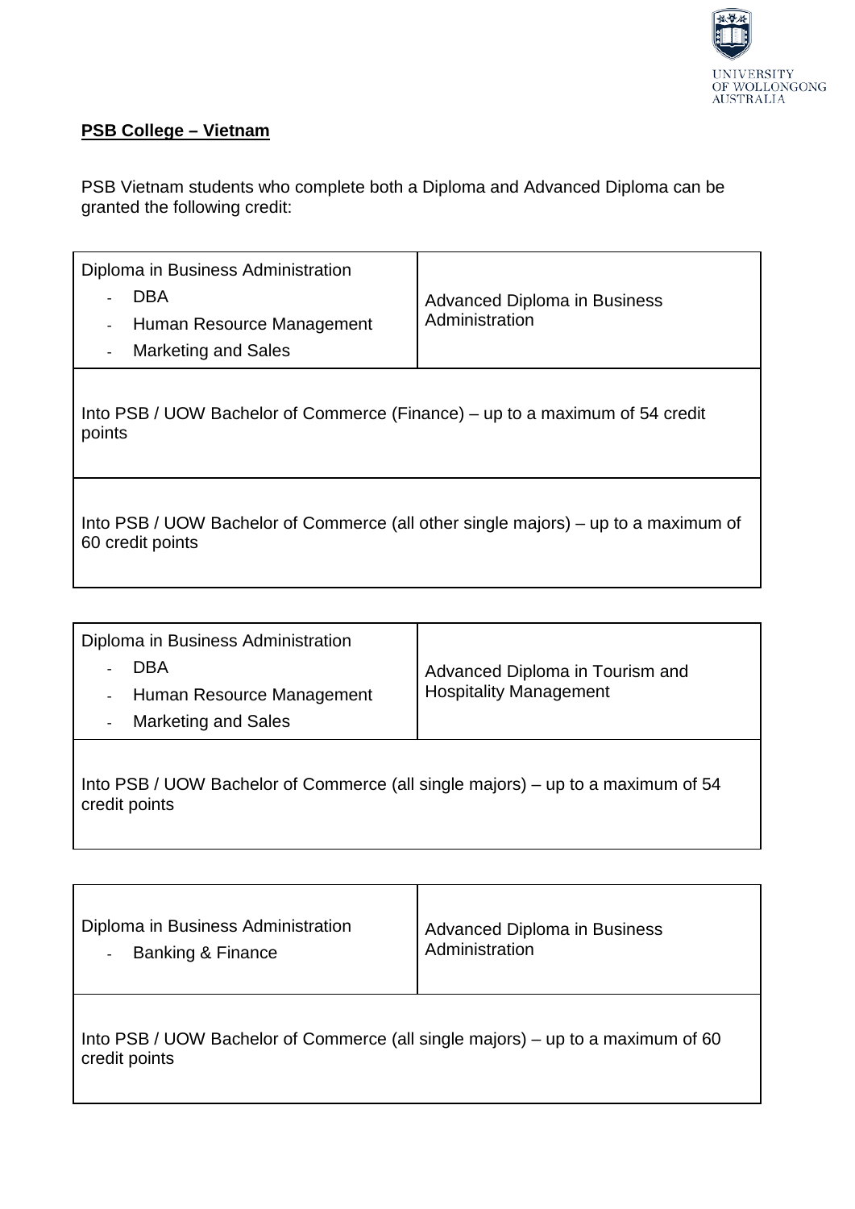**PSB College – Vietnam**

PSB Vietnam students who complete both a Diploma and Advanced Diploma can be granted the following credit:

| Diploma in Business Administration<br>- DBA<br>- Human Resource Management<br>- Marketing and Sales | Advanced Diploma in Business Administration |
|---|---|
| Into PSB / UOW Bachelor of Commerce (Finance) – up to a maximum of 54 credit points | |
| Into PSB / UOW Bachelor of Commerce (all other single majors) – up to a maximum of 60 credit points | |

| Diploma in Business Administration<br>- DBA<br>- Human Resource Management<br>- Marketing and Sales | Advanced Diploma in Tourism and Hospitality Management |
|---|---|
| Into PSB / UOW Bachelor of Commerce (all single majors) – up to a maximum of 54 credit points | |

| Diploma in Business Administration<br>- Banking & Finance | Advanced Diploma in Business Administration |
|---|---|
| Into PSB / UOW Bachelor of Commerce (all single majors) – up to a maximum of 60 credit points | |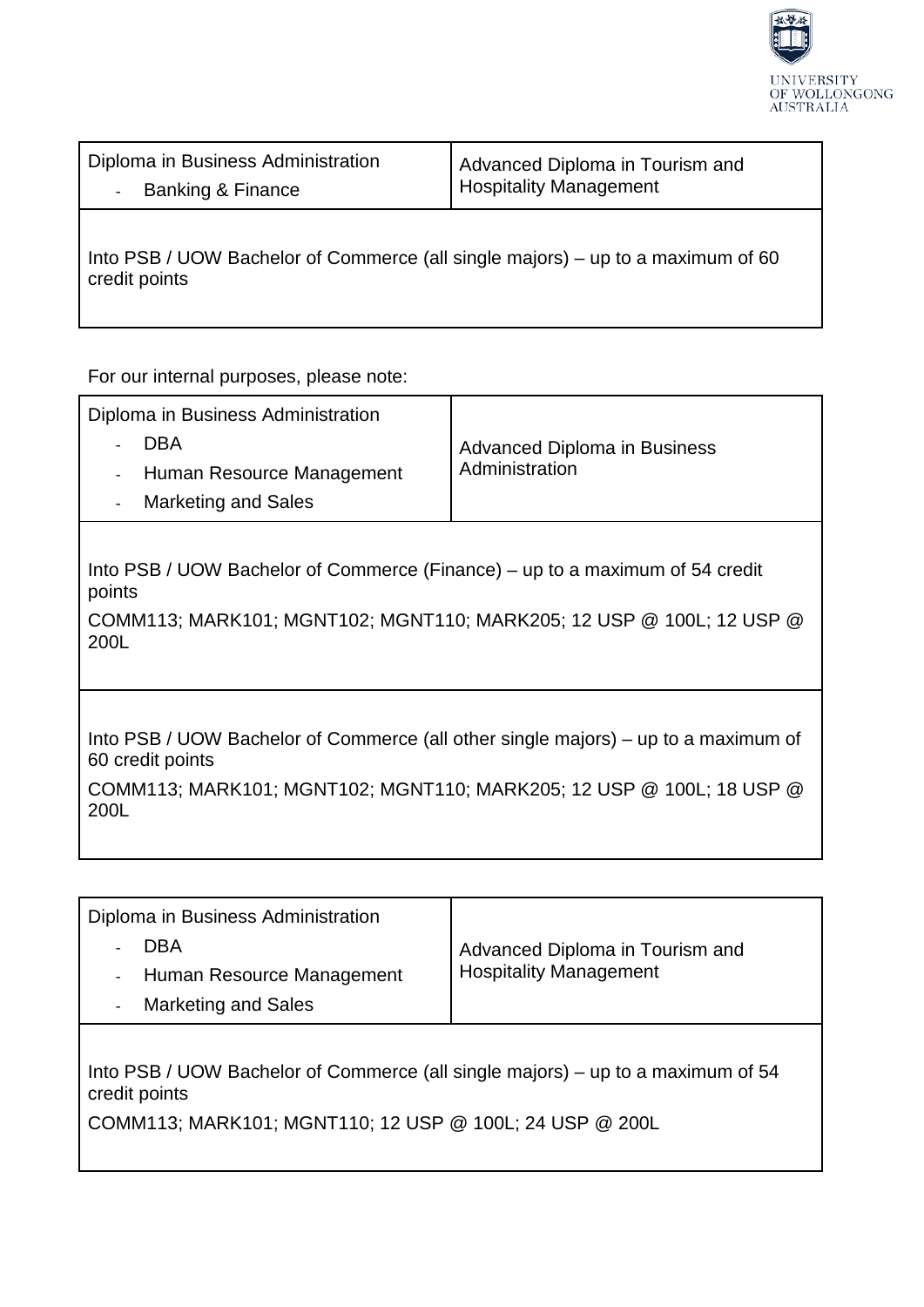| Diploma in Business Administration<br>- Banking & Finance | Advanced Diploma in Tourism and Hospitality Management |
| --- | --- |
| Into PSB / UOW Bachelor of Commerce (all single majors) – up to a maximum of 60 credit points | |

For our internal purposes, please note:

| Diploma in Business Administration<br>- DBA<br>- Human Resource Management<br>- Marketing and Sales | Advanced Diploma in Business Administration |
| --- | --- |
| Into PSB / UOW Bachelor of Commerce (Finance) – up to a maximum of 54 credit points<br>COMM113; MARK101; MGNT102; MGNT110; MARK205; 12 USP @ 100L; 12 USP @ 200L | |
| Into PSB / UOW Bachelor of Commerce (all other single majors) – up to a maximum of 60 credit points<br>COMM113; MARK101; MGNT102; MGNT110; MARK205; 12 USP @ 100L; 18 USP @ 200L | |

| Diploma in Business Administration<br>- DBA<br>- Human Resource Management<br>- Marketing and Sales | Advanced Diploma in Tourism and Hospitality Management |
| --- | --- |
| Into PSB / UOW Bachelor of Commerce (all single majors) – up to a maximum of 54 credit points<br>COMM113; MARK101; MGNT110; 12 USP @ 100L; 24 USP @ 200L | |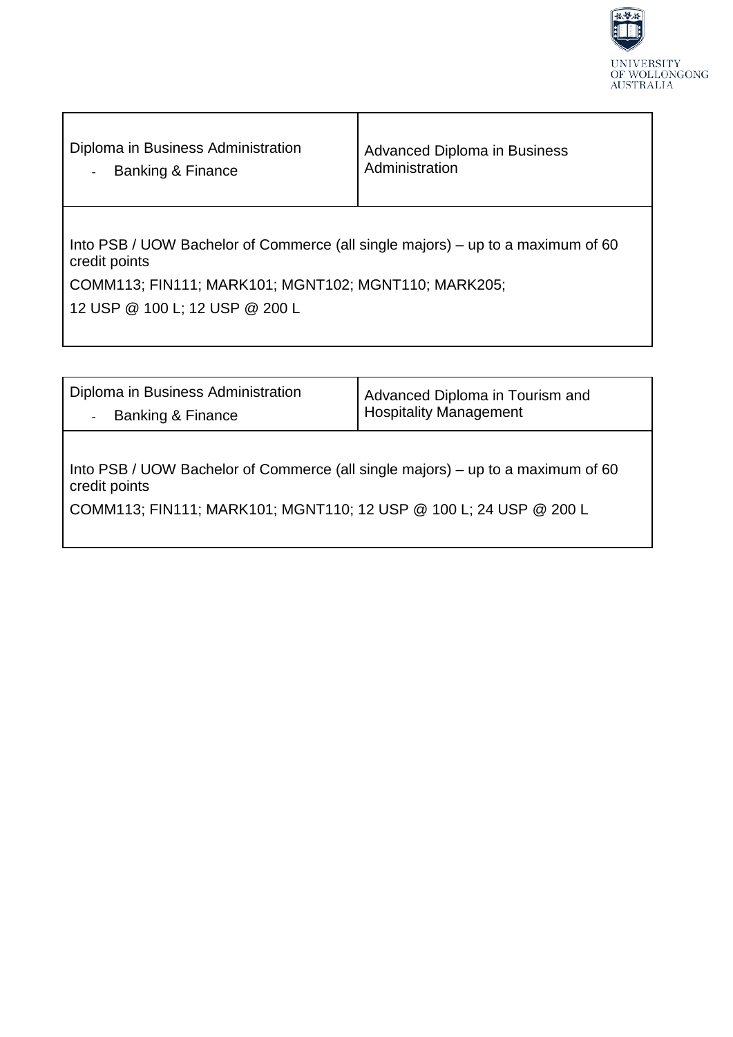| | |
|---|---|
| Diploma in Business Administration<br>- Banking & Finance | Advanced Diploma in Business Administration |
| Into PSB / UOW Bachelor of Commerce (all single majors) – up to a maximum of 60 credit points<br>COMM113; FIN111; MARK101; MGNT102; MGNT110; MARK205;<br>12 USP @ 100 L; 12 USP @ 200 L | |

| | |
|---|---|
| Diploma in Business Administration<br>- Banking & Finance | Advanced Diploma in Tourism and Hospitality Management |
| Into PSB / UOW Bachelor of Commerce (all single majors) – up to a maximum of 60 credit points<br>COMM113; FIN111; MARK101; MGNT110; 12 USP @ 100 L; 24 USP @ 200 L | |